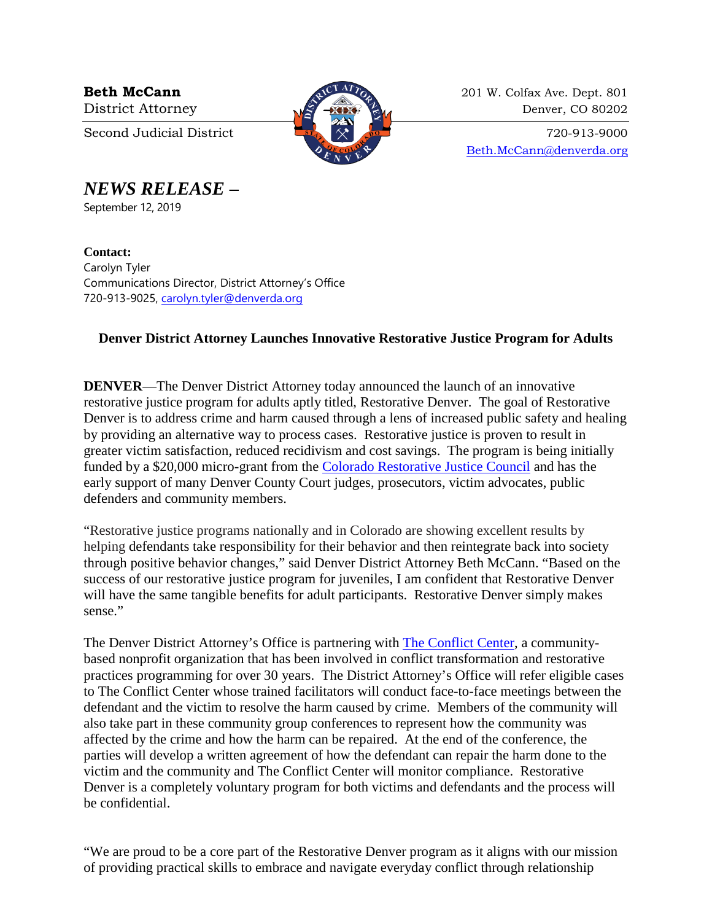**Beth McCann**
District Attorney

Second Judicial District

201 W. Colfax Ave. Dept. 801
Denver, CO 80202

720-913-9000
Beth.McCann@denverda.org

# *NEWS RELEASE –*

September 12, 2019

**Contact:**
Carolyn Tyler
Communications Director, District Attorney's Office
720-913-9025, carolyn.tyler@denverda.org

## Denver District Attorney Launches Innovative Restorative Justice Program for Adults

**DENVER**—The Denver District Attorney today announced the launch of an innovative restorative justice program for adults aptly titled, Restorative Denver. The goal of Restorative Denver is to address crime and harm caused through a lens of increased public safety and healing by providing an alternative way to process cases. Restorative justice is proven to result in greater victim satisfaction, reduced recidivism and cost savings. The program is being initially funded by a $20,000 micro-grant from the Colorado Restorative Justice Council and has the early support of many Denver County Court judges, prosecutors, victim advocates, public defenders and community members.

"Restorative justice programs nationally and in Colorado are showing excellent results by helping defendants take responsibility for their behavior and then reintegrate back into society through positive behavior changes," said Denver District Attorney Beth McCann. "Based on the success of our restorative justice program for juveniles, I am confident that Restorative Denver will have the same tangible benefits for adult participants. Restorative Denver simply makes sense."

The Denver District Attorney's Office is partnering with The Conflict Center, a community-based nonprofit organization that has been involved in conflict transformation and restorative practices programming for over 30 years. The District Attorney's Office will refer eligible cases to The Conflict Center whose trained facilitators will conduct face-to-face meetings between the defendant and the victim to resolve the harm caused by crime. Members of the community will also take part in these community group conferences to represent how the community was affected by the crime and how the harm can be repaired. At the end of the conference, the parties will develop a written agreement of how the defendant can repair the harm done to the victim and the community and The Conflict Center will monitor compliance. Restorative Denver is a completely voluntary program for both victims and defendants and the process will be confidential.

"We are proud to be a core part of the Restorative Denver program as it aligns with our mission of providing practical skills to embrace and navigate everyday conflict through relationship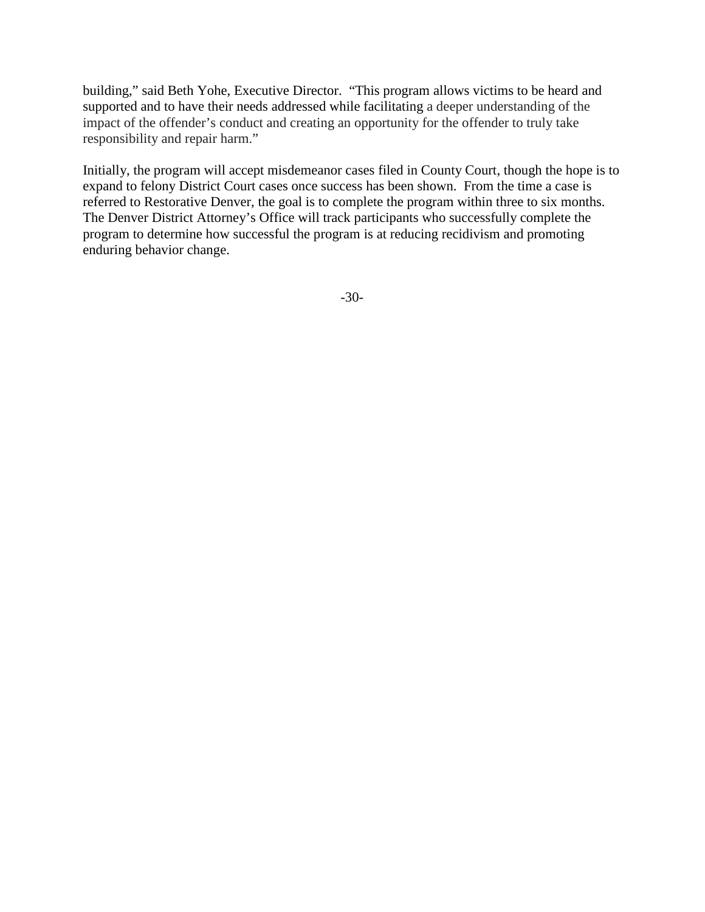building," said Beth Yohe, Executive Director. "This program allows victims to be heard and supported and to have their needs addressed while facilitating a deeper understanding of the impact of the offender's conduct and creating an opportunity for the offender to truly take responsibility and repair harm."

Initially, the program will accept misdemeanor cases filed in County Court, though the hope is to expand to felony District Court cases once success has been shown. From the time a case is referred to Restorative Denver, the goal is to complete the program within three to six months. The Denver District Attorney's Office will track participants who successfully complete the program to determine how successful the program is at reducing recidivism and promoting enduring behavior change.

-30-